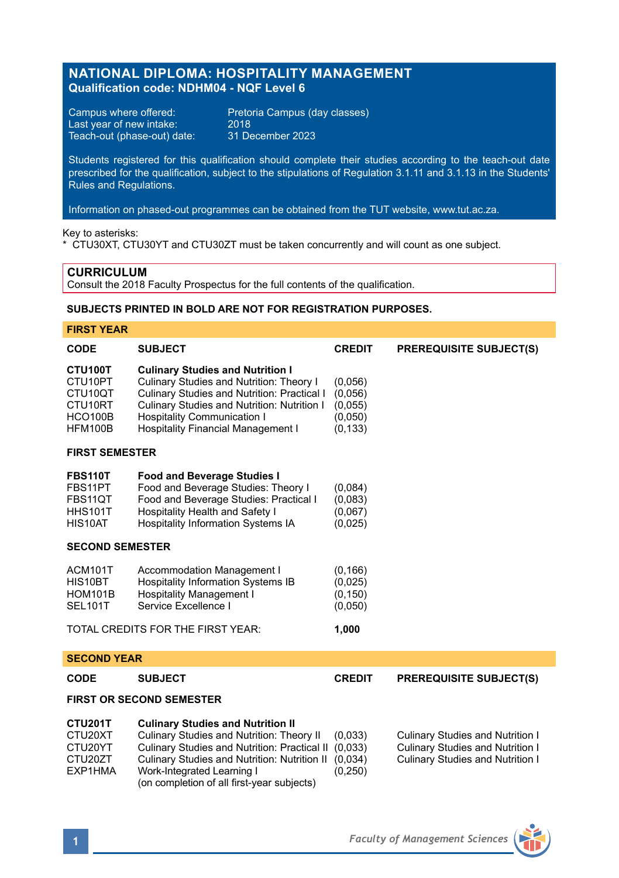# NATIONAL DIPLOMA: HOSPITALITY MANAGEMENT
**Qualification code: NDHM04 - NQF Level 6**

Campus where offered: Pretoria Campus (day classes)
Last year of new intake: 2018
Teach-out (phase-out) date: 31 December 2023

Students registered for this qualification should complete their studies according to the teach-out date prescribed for the qualification, subject to the stipulations of Regulation 3.1.11 and 3.1.13 in the Students' Rules and Regulations.

Information on phased-out programmes can be obtained from the TUT website, www.tut.ac.za.

Key to asterisks:
\* CTU30XT, CTU30YT and CTU30ZT must be taken concurrently and will count as one subject.

## CURRICULUM
Consult the 2018 Faculty Prospectus for the full contents of the qualification.

**SUBJECTS PRINTED IN BOLD ARE NOT FOR REGISTRATION PURPOSES.**

### FIRST YEAR

| CODE | SUBJECT | CREDIT | PREREQUISITE SUBJECT(S) |
|---|---|---|---|
| **CTU100T** | **Culinary Studies and Nutrition I** | | |
| CTU10PT | Culinary Studies and Nutrition: Theory I | (0,056) | |
| CTU10QT | Culinary Studies and Nutrition: Practical I | (0,056) | |
| CTU10RT | Culinary Studies and Nutrition: Nutrition I | (0,055) | |
| HCO100B | Hospitality Communication I | (0,050) | |
| HFM100B | Hospitality Financial Management I | (0,133) | |
| **FIRST SEMESTER** | | | |
| **FBS110T** | **Food and Beverage Studies I** | | |
| FBS11PT | Food and Beverage Studies: Theory I | (0,084) | |
| FBS11QT | Food and Beverage Studies: Practical I | (0,083) | |
| HHS101T | Hospitality Health and Safety I | (0,067) | |
| HIS10AT | Hospitality Information Systems IA | (0,025) | |
| **SECOND SEMESTER** | | | |
| ACM101T | Accommodation Management I | (0,166) | |
| HIS10BT | Hospitality Information Systems IB | (0,025) | |
| HOM101B | Hospitality Management I | (0,150) | |
| SEL101T | Service Excellence I | (0,050) | |
| | TOTAL CREDITS FOR THE FIRST YEAR: | **1,000** | |

### SECOND YEAR

| CODE | SUBJECT | CREDIT | PREREQUISITE SUBJECT(S) |
|---|---|---|---|
| **FIRST OR SECOND SEMESTER** | | | |
| **CTU201T** | **Culinary Studies and Nutrition II** | | |
| CTU20XT | Culinary Studies and Nutrition: Theory II | (0,033) | Culinary Studies and Nutrition I |
| CTU20YT | Culinary Studies and Nutrition: Practical II | (0,033) | Culinary Studies and Nutrition I |
| CTU20ZT | Culinary Studies and Nutrition: Nutrition II | (0,034) | Culinary Studies and Nutrition I |
| EXP1HMA | Work-Integrated Learning I (on completion of all first-year subjects) | (0,250) | |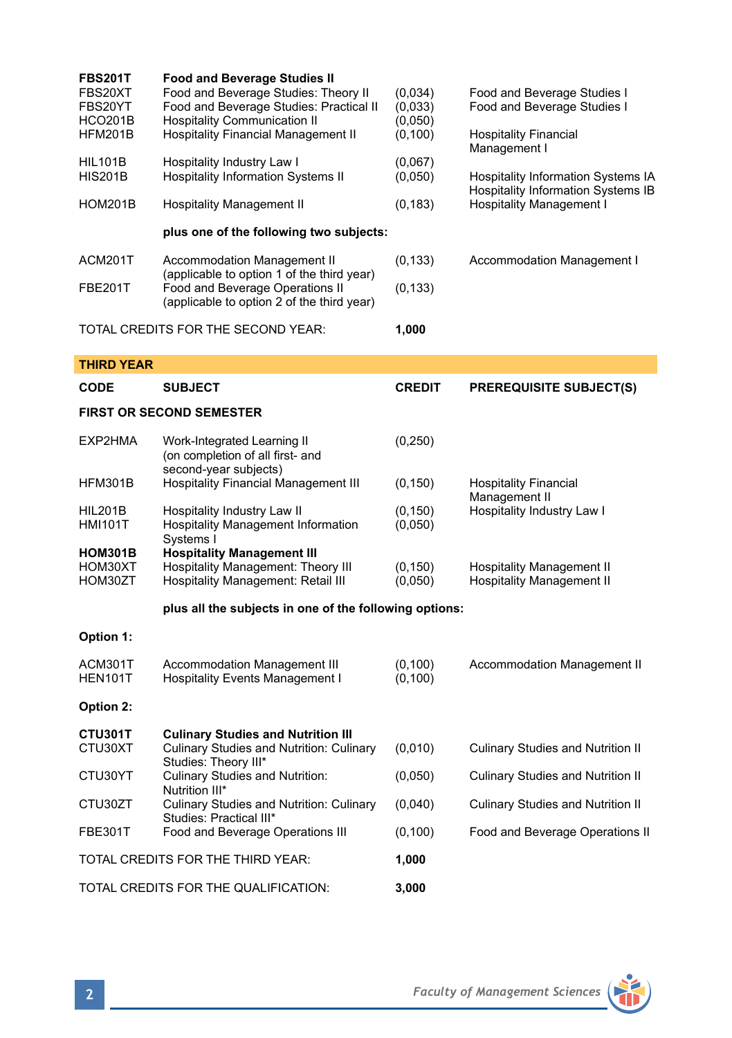| | | | |
|---|---|---|---|
| **FBS201T** | **Food and Beverage Studies II** | | |
| FBS20XT | Food and Beverage Studies: Theory II | (0,034) | Food and Beverage Studies I |
| FBS20YT | Food and Beverage Studies: Practical II | (0,033) | Food and Beverage Studies I |
| HCO201B | Hospitality Communication II | (0,050) | |
| HFM201B | Hospitality Financial Management II | (0,100) | Hospitality Financial Management I |
| HIL101B | Hospitality Industry Law I | (0,067) | |
| HIS201B | Hospitality Information Systems II | (0,050) | Hospitality Information Systems IA<br>Hospitality Information Systems IB |
| HOM201B | Hospitality Management II | (0,183) | Hospitality Management I |
| | **plus one of the following two subjects:** | | |
| ACM201T | Accommodation Management II (applicable to option 1 of the third year) | (0,133) | Accommodation Management I |
| FBE201T | Food and Beverage Operations II (applicable to option 2 of the third year) | (0,133) | |
| TOTAL CREDITS FOR THE SECOND YEAR: | | **1,000** | |

## THIRD YEAR

| CODE | SUBJECT | CREDIT | PREREQUISITE SUBJECT(S) |
|---|---|---|---|
| **FIRST OR SECOND SEMESTER** | | | |
| EXP2HMA | Work-Integrated Learning II (on completion of all first- and second-year subjects) | (0,250) | |
| HFM301B | Hospitality Financial Management III | (0,150) | Hospitality Financial Management II |
| HIL201B | Hospitality Industry Law II | (0,150) | Hospitality Industry Law I |
| HMI101T | Hospitality Management Information Systems I | (0,050) | |
| **HOM301B** | **Hospitality Management III** | | |
| HOM30XT | Hospitality Management: Theory III | (0,150) | Hospitality Management II |
| HOM30ZT | Hospitality Management: Retail III | (0,050) | Hospitality Management II |
| | **plus all the subjects in one of the following options:** | | |
| **Option 1:** | | | |
| ACM301T | Accommodation Management III | (0,100) | Accommodation Management II |
| HEN101T | Hospitality Events Management I | (0,100) | |
| **Option 2:** | | | |
| **CTU301T** | **Culinary Studies and Nutrition III** | | |
| CTU30XT | Culinary Studies and Nutrition: Culinary Studies: Theory III* | (0,010) | Culinary Studies and Nutrition II |
| CTU30YT | Culinary Studies and Nutrition: Nutrition III* | (0,050) | Culinary Studies and Nutrition II |
| CTU30ZT | Culinary Studies and Nutrition: Culinary Studies: Practical III* | (0,040) | Culinary Studies and Nutrition II |
| FBE301T | Food and Beverage Operations III | (0,100) | Food and Beverage Operations II |
| TOTAL CREDITS FOR THE THIRD YEAR: | | **1,000** | |
| TOTAL CREDITS FOR THE QUALIFICATION: | | **3,000** | |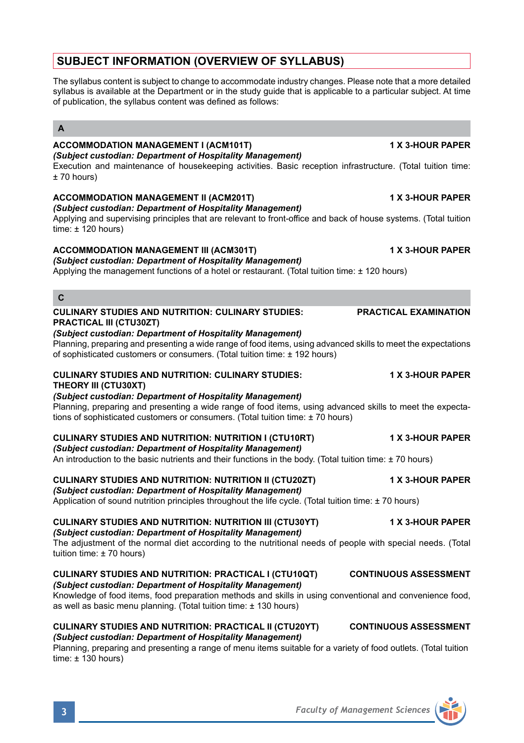## SUBJECT INFORMATION (OVERVIEW OF SYLLABUS)

The syllabus content is subject to change to accommodate industry changes. Please note that a more detailed syllabus is available at the Department or in the study guide that is applicable to a particular subject. At time of publication, the syllabus content was defined as follows:

### A

**ACCOMMODATION MANAGEMENT I (ACM101T)** **1 X 3-HOUR PAPER**
***(Subject custodian: Department of Hospitality Management)***
Execution and maintenance of housekeeping activities. Basic reception infrastructure. (Total tuition time: ± 70 hours)

**ACCOMMODATION MANAGEMENT II (ACM201T)** **1 X 3-HOUR PAPER**
***(Subject custodian: Department of Hospitality Management)***
Applying and supervising principles that are relevant to front-office and back of house systems. (Total tuition time: ± 120 hours)

**ACCOMMODATION MANAGEMENT III (ACM301T)** **1 X 3-HOUR PAPER**
***(Subject custodian: Department of Hospitality Management)***
Applying the management functions of a hotel or restaurant. (Total tuition time: ± 120 hours)

### C

**CULINARY STUDIES AND NUTRITION: CULINARY STUDIES: PRACTICAL III (CTU30ZT)** **PRACTICAL EXAMINATION**
***(Subject custodian: Department of Hospitality Management)***
Planning, preparing and presenting a wide range of food items, using advanced skills to meet the expectations of sophisticated customers or consumers. (Total tuition time: ± 192 hours)

**CULINARY STUDIES AND NUTRITION: CULINARY STUDIES: THEORY III (CTU30XT)** **1 X 3-HOUR PAPER**
***(Subject custodian: Department of Hospitality Management)***
Planning, preparing and presenting a wide range of food items, using advanced skills to meet the expectations of sophisticated customers or consumers. (Total tuition time: ± 70 hours)

**CULINARY STUDIES AND NUTRITION: NUTRITION I (CTU10RT)** **1 X 3-HOUR PAPER**
***(Subject custodian: Department of Hospitality Management)***
An introduction to the basic nutrients and their functions in the body. (Total tuition time: ± 70 hours)

**CULINARY STUDIES AND NUTRITION: NUTRITION II (CTU20ZT)** **1 X 3-HOUR PAPER**
***(Subject custodian: Department of Hospitality Management)***
Application of sound nutrition principles throughout the life cycle. (Total tuition time: ± 70 hours)

**CULINARY STUDIES AND NUTRITION: NUTRITION III (CTU30YT)** **1 X 3-HOUR PAPER**
***(Subject custodian: Department of Hospitality Management)***
The adjustment of the normal diet according to the nutritional needs of people with special needs. (Total tuition time: ± 70 hours)

**CULINARY STUDIES AND NUTRITION: PRACTICAL I (CTU10QT)** **CONTINUOUS ASSESSMENT**
***(Subject custodian: Department of Hospitality Management)***
Knowledge of food items, food preparation methods and skills in using conventional and convenience food, as well as basic menu planning. (Total tuition time: ± 130 hours)

**CULINARY STUDIES AND NUTRITION: PRACTICAL II (CTU20YT)** **CONTINUOUS ASSESSMENT**
***(Subject custodian: Department of Hospitality Management)***
Planning, preparing and presenting a range of menu items suitable for a variety of food outlets. (Total tuition time: ± 130 hours)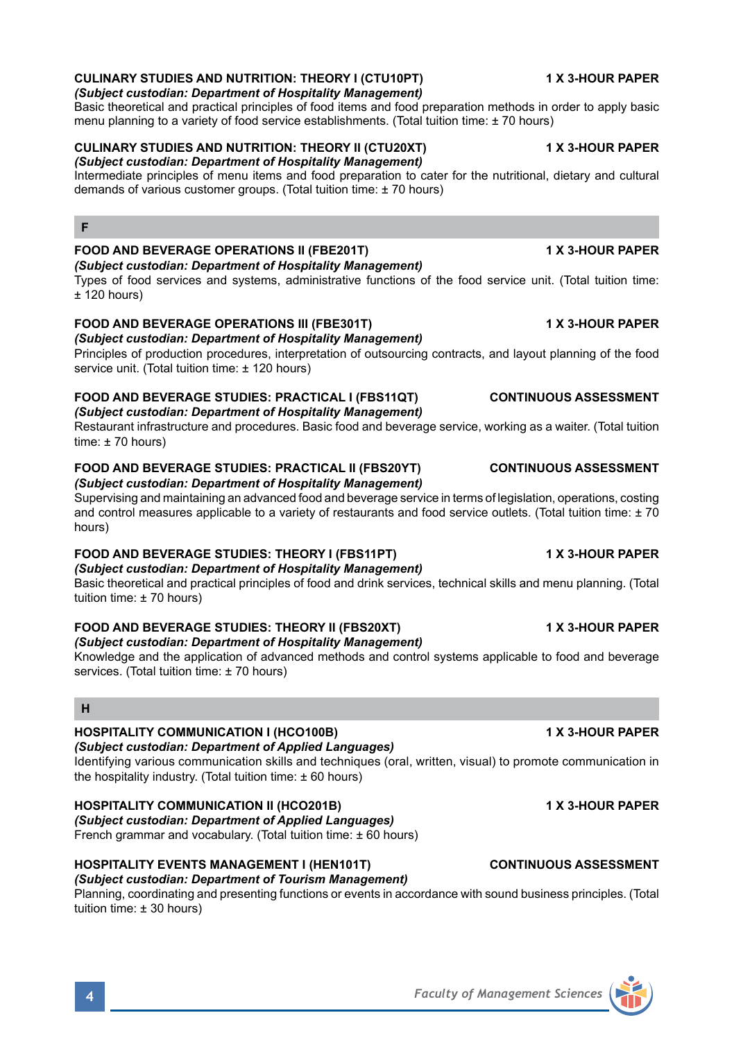**CULINARY STUDIES AND NUTRITION: THEORY I (CTU10PT)** **1 X 3-HOUR PAPER**
***(Subject custodian: Department of Hospitality Management)***
Basic theoretical and practical principles of food items and food preparation methods in order to apply basic menu planning to a variety of food service establishments. (Total tuition time: ± 70 hours)

**CULINARY STUDIES AND NUTRITION: THEORY II (CTU20XT)** **1 X 3-HOUR PAPER**
***(Subject custodian: Department of Hospitality Management)***
Intermediate principles of menu items and food preparation to cater for the nutritional, dietary and cultural demands of various customer groups. (Total tuition time: ± 70 hours)

## F

**FOOD AND BEVERAGE OPERATIONS II (FBE201T)** **1 X 3-HOUR PAPER**
***(Subject custodian: Department of Hospitality Management)***
Types of food services and systems, administrative functions of the food service unit. (Total tuition time: ± 120 hours)

**FOOD AND BEVERAGE OPERATIONS III (FBE301T)** **1 X 3-HOUR PAPER**
***(Subject custodian: Department of Hospitality Management)***
Principles of production procedures, interpretation of outsourcing contracts, and layout planning of the food service unit. (Total tuition time: ± 120 hours)

**FOOD AND BEVERAGE STUDIES: PRACTICAL I (FBS11QT)** **CONTINUOUS ASSESSMENT**
***(Subject custodian: Department of Hospitality Management)***
Restaurant infrastructure and procedures. Basic food and beverage service, working as a waiter. (Total tuition time: ± 70 hours)

**FOOD AND BEVERAGE STUDIES: PRACTICAL II (FBS20YT)** **CONTINUOUS ASSESSMENT**
***(Subject custodian: Department of Hospitality Management)***
Supervising and maintaining an advanced food and beverage service in terms of legislation, operations, costing and control measures applicable to a variety of restaurants and food service outlets. (Total tuition time: ± 70 hours)

**FOOD AND BEVERAGE STUDIES: THEORY I (FBS11PT)** **1 X 3-HOUR PAPER**
***(Subject custodian: Department of Hospitality Management)***
Basic theoretical and practical principles of food and drink services, technical skills and menu planning. (Total tuition time: ± 70 hours)

**FOOD AND BEVERAGE STUDIES: THEORY II (FBS20XT)** **1 X 3-HOUR PAPER**
***(Subject custodian: Department of Hospitality Management)***
Knowledge and the application of advanced methods and control systems applicable to food and beverage services. (Total tuition time: ± 70 hours)

## H

**HOSPITALITY COMMUNICATION I (HCO100B)** **1 X 3-HOUR PAPER**
***(Subject custodian: Department of Applied Languages)***
Identifying various communication skills and techniques (oral, written, visual) to promote communication in the hospitality industry. (Total tuition time: ± 60 hours)

**HOSPITALITY COMMUNICATION II (HCO201B)** **1 X 3-HOUR PAPER**
***(Subject custodian: Department of Applied Languages)***
French grammar and vocabulary. (Total tuition time: ± 60 hours)

**HOSPITALITY EVENTS MANAGEMENT I (HEN101T)** **CONTINUOUS ASSESSMENT**
***(Subject custodian: Department of Tourism Management)***
Planning, coordinating and presenting functions or events in accordance with sound business principles. (Total tuition time: ± 30 hours)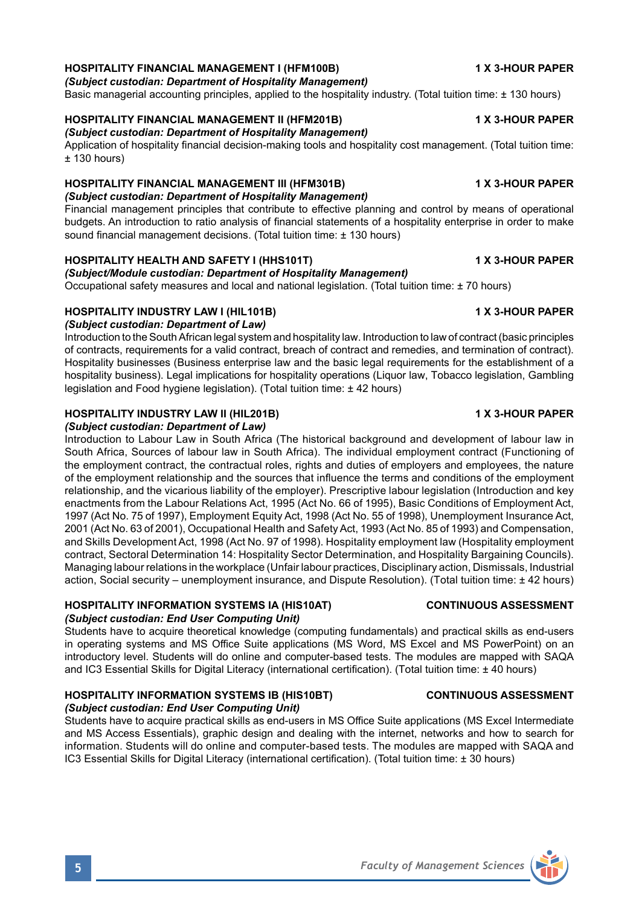### HOSPITALITY FINANCIAL MANAGEMENT I (HFM100B) — 1 X 3-HOUR PAPER

***(Subject custodian: Department of Hospitality Management)***

Basic managerial accounting principles, applied to the hospitality industry. (Total tuition time: ± 130 hours)

### HOSPITALITY FINANCIAL MANAGEMENT II (HFM201B) — 1 X 3-HOUR PAPER

***(Subject custodian: Department of Hospitality Management)***

Application of hospitality financial decision-making tools and hospitality cost management. (Total tuition time: ± 130 hours)

### HOSPITALITY FINANCIAL MANAGEMENT III (HFM301B) — 1 X 3-HOUR PAPER

***(Subject custodian: Department of Hospitality Management)***

Financial management principles that contribute to effective planning and control by means of operational budgets. An introduction to ratio analysis of financial statements of a hospitality enterprise in order to make sound financial management decisions. (Total tuition time: ± 130 hours)

### HOSPITALITY HEALTH AND SAFETY I (HHS101T) — 1 X 3-HOUR PAPER

***(Subject/Module custodian: Department of Hospitality Management)***

Occupational safety measures and local and national legislation. (Total tuition time: ± 70 hours)

### HOSPITALITY INDUSTRY LAW I (HIL101B) — 1 X 3-HOUR PAPER

***(Subject custodian: Department of Law)***

Introduction to the South African legal system and hospitality law. Introduction to law of contract (basic principles of contracts, requirements for a valid contract, breach of contract and remedies, and termination of contract). Hospitality businesses (Business enterprise law and the basic legal requirements for the establishment of a hospitality business). Legal implications for hospitality operations (Liquor law, Tobacco legislation, Gambling legislation and Food hygiene legislation). (Total tuition time: ± 42 hours)

### HOSPITALITY INDUSTRY LAW II (HIL201B) — 1 X 3-HOUR PAPER

***(Subject custodian: Department of Law)***

Introduction to Labour Law in South Africa (The historical background and development of labour law in South Africa, Sources of labour law in South Africa). The individual employment contract (Functioning of the employment contract, the contractual roles, rights and duties of employers and employees, the nature of the employment relationship and the sources that influence the terms and conditions of the employment relationship, and the vicarious liability of the employer). Prescriptive labour legislation (Introduction and key enactments from the Labour Relations Act, 1995 (Act No. 66 of 1995), Basic Conditions of Employment Act, 1997 (Act No. 75 of 1997), Employment Equity Act, 1998 (Act No. 55 of 1998), Unemployment Insurance Act, 2001 (Act No. 63 of 2001), Occupational Health and Safety Act, 1993 (Act No. 85 of 1993) and Compensation, and Skills Development Act, 1998 (Act No. 97 of 1998). Hospitality employment law (Hospitality employment contract, Sectoral Determination 14: Hospitality Sector Determination, and Hospitality Bargaining Councils). Managing labour relations in the workplace (Unfair labour practices, Disciplinary action, Dismissals, Industrial action, Social security – unemployment insurance, and Dispute Resolution). (Total tuition time: ± 42 hours)

### HOSPITALITY INFORMATION SYSTEMS IA (HIS10AT) — CONTINUOUS ASSESSMENT

***(Subject custodian: End User Computing Unit)***

Students have to acquire theoretical knowledge (computing fundamentals) and practical skills as end-users in operating systems and MS Office Suite applications (MS Word, MS Excel and MS PowerPoint) on an introductory level. Students will do online and computer-based tests. The modules are mapped with SAQA and IC3 Essential Skills for Digital Literacy (international certification). (Total tuition time: ± 40 hours)

### HOSPITALITY INFORMATION SYSTEMS IB (HIS10BT) — CONTINUOUS ASSESSMENT

***(Subject custodian: End User Computing Unit)***

Students have to acquire practical skills as end-users in MS Office Suite applications (MS Excel Intermediate and MS Access Essentials), graphic design and dealing with the internet, networks and how to search for information. Students will do online and computer-based tests. The modules are mapped with SAQA and IC3 Essential Skills for Digital Literacy (international certification). (Total tuition time: ± 30 hours)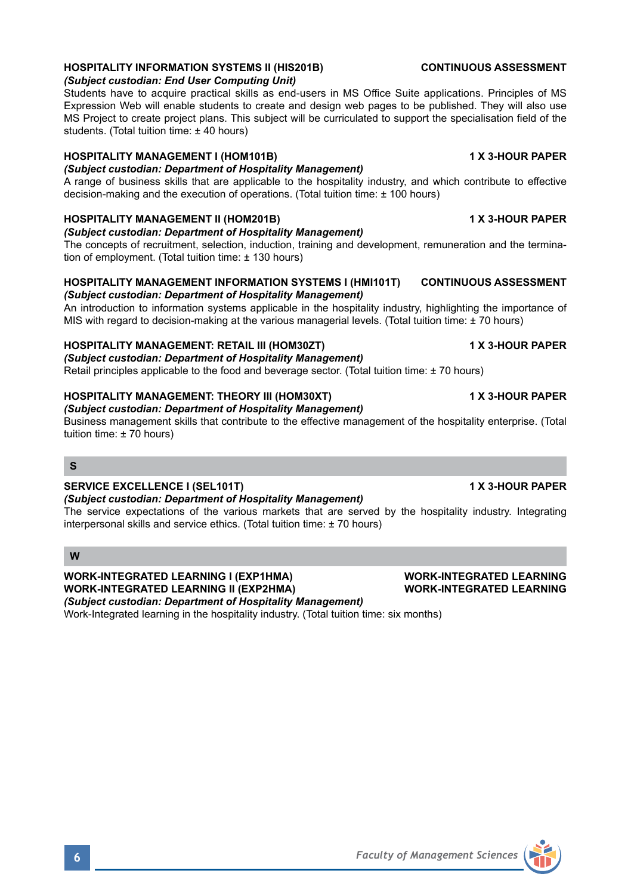**HOSPITALITY INFORMATION SYSTEMS II (HIS201B)** **CONTINUOUS ASSESSMENT**
***(Subject custodian: End User Computing Unit)***
Students have to acquire practical skills as end-users in MS Office Suite applications. Principles of MS Expression Web will enable students to create and design web pages to be published. They will also use MS Project to create project plans. This subject will be curriculated to support the specialisation field of the students. (Total tuition time: ± 40 hours)

**HOSPITALITY MANAGEMENT I (HOM101B)** **1 X 3-HOUR PAPER**
***(Subject custodian: Department of Hospitality Management)***
A range of business skills that are applicable to the hospitality industry, and which contribute to effective decision-making and the execution of operations. (Total tuition time: ± 100 hours)

**HOSPITALITY MANAGEMENT II (HOM201B)** **1 X 3-HOUR PAPER**
***(Subject custodian: Department of Hospitality Management)***
The concepts of recruitment, selection, induction, training and development, remuneration and the termination of employment. (Total tuition time: ± 130 hours)

**HOSPITALITY MANAGEMENT INFORMATION SYSTEMS I (HMI101T)** **CONTINUOUS ASSESSMENT**
***(Subject custodian: Department of Hospitality Management)***
An introduction to information systems applicable in the hospitality industry, highlighting the importance of MIS with regard to decision-making at the various managerial levels. (Total tuition time: ± 70 hours)

**HOSPITALITY MANAGEMENT: RETAIL III (HOM30ZT)** **1 X 3-HOUR PAPER**
***(Subject custodian: Department of Hospitality Management)***
Retail principles applicable to the food and beverage sector. (Total tuition time: ± 70 hours)

**HOSPITALITY MANAGEMENT: THEORY III (HOM30XT)** **1 X 3-HOUR PAPER**
***(Subject custodian: Department of Hospitality Management)***
Business management skills that contribute to the effective management of the hospitality enterprise. (Total tuition time: ± 70 hours)

## S

**SERVICE EXCELLENCE I (SEL101T)** **1 X 3-HOUR PAPER**
***(Subject custodian: Department of Hospitality Management)***
The service expectations of the various markets that are served by the hospitality industry. Integrating interpersonal skills and service ethics. (Total tuition time: ± 70 hours)

## W

**WORK-INTEGRATED LEARNING I (EXP1HMA)** **WORK-INTEGRATED LEARNING**
**WORK-INTEGRATED LEARNING II (EXP2HMA)** **WORK-INTEGRATED LEARNING**
***(Subject custodian: Department of Hospitality Management)***
Work-Integrated learning in the hospitality industry. (Total tuition time: six months)